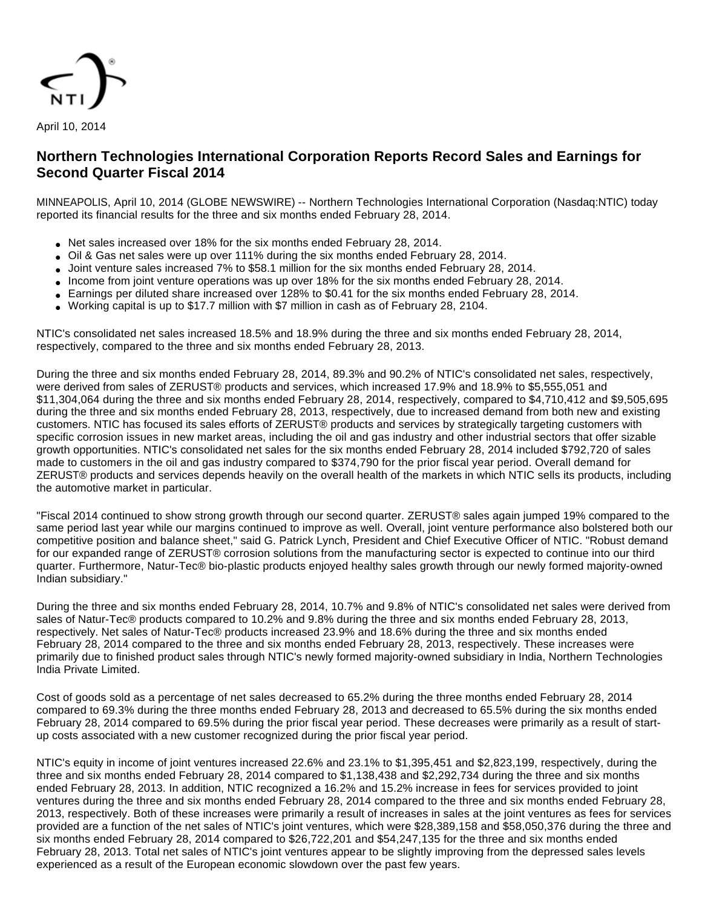April 10, 2014

## Northern Technologies International Corporation Reports Record Sales and Earnings for Second Quarter Fiscal 2014

MINNEAPOLIS, April 10, 2014 (GLOBE NEWSWIRE) -- Northern Technologies International Corporation (Nasdaq:NTIC) today reported its financial results for the three and six months ended February 28, 2014.

- Net sales increased over 18% for the six months ended February 28, 2014.
- Oil & Gas net sales were up over 111% during the six months ended February 28, 2014.
- Joint venture sales increased 7% to $58.1 million for the six months ended February 28, 2014.
- Income from joint venture operations was up over 18% for the six months ended February 28, 2014.
- Earnings per diluted share increased over 128% to $0.41 for the six months ended February 28, 2014.
- Working capital is up to $17.7 million with $7 million in cash as of February 28, 2104.

NTIC's consolidated net sales increased 18.5% and 18.9% during the three and six months ended February 28, 2014, respectively, compared to the three and six months ended February 28, 2013.

During the three and six months ended February 28, 2014, 89.3% and 90.2% of NTIC's consolidated net sales, respectively, were derived from sales of ZERUST® products and services, which increased 17.9% and 18.9% to $5,555,051 and $11,304,064 during the three and six months ended February 28, 2014, respectively, compared to $4,710,412 and $9,505,695 during the three and six months ended February 28, 2013, respectively, due to increased demand from both new and existing customers. NTIC has focused its sales efforts of ZERUST® products and services by strategically targeting customers with specific corrosion issues in new market areas, including the oil and gas industry and other industrial sectors that offer sizable growth opportunities. NTIC's consolidated net sales for the six months ended February 28, 2014 included $792,720 of sales made to customers in the oil and gas industry compared to $374,790 for the prior fiscal year period. Overall demand for ZERUST® products and services depends heavily on the overall health of the markets in which NTIC sells its products, including the automotive market in particular.

"Fiscal 2014 continued to show strong growth through our second quarter. ZERUST® sales again jumped 19% compared to the same period last year while our margins continued to improve as well. Overall, joint venture performance also bolstered both our competitive position and balance sheet," said G. Patrick Lynch, President and Chief Executive Officer of NTIC. "Robust demand for our expanded range of ZERUST® corrosion solutions from the manufacturing sector is expected to continue into our third quarter. Furthermore, Natur-Tec® bio-plastic products enjoyed healthy sales growth through our newly formed majority-owned Indian subsidiary."

During the three and six months ended February 28, 2014, 10.7% and 9.8% of NTIC's consolidated net sales were derived from sales of Natur-Tec® products compared to 10.2% and 9.8% during the three and six months ended February 28, 2013, respectively. Net sales of Natur-Tec® products increased 23.9% and 18.6% during the three and six months ended February 28, 2014 compared to the three and six months ended February 28, 2013, respectively. These increases were primarily due to finished product sales through NTIC's newly formed majority-owned subsidiary in India, Northern Technologies India Private Limited.

Cost of goods sold as a percentage of net sales decreased to 65.2% during the three months ended February 28, 2014 compared to 69.3% during the three months ended February 28, 2013 and decreased to 65.5% during the six months ended February 28, 2014 compared to 69.5% during the prior fiscal year period. These decreases were primarily as a result of start-up costs associated with a new customer recognized during the prior fiscal year period.

NTIC's equity in income of joint ventures increased 22.6% and 23.1% to $1,395,451 and $2,823,199, respectively, during the three and six months ended February 28, 2014 compared to $1,138,438 and $2,292,734 during the three and six months ended February 28, 2013. In addition, NTIC recognized a 16.2% and 15.2% increase in fees for services provided to joint ventures during the three and six months ended February 28, 2014 compared to the three and six months ended February 28, 2013, respectively. Both of these increases were primarily a result of increases in sales at the joint ventures as fees for services provided are a function of the net sales of NTIC's joint ventures, which were $28,389,158 and $58,050,376 during the three and six months ended February 28, 2014 compared to $26,722,201 and $54,247,135 for the three and six months ended February 28, 2013. Total net sales of NTIC's joint ventures appear to be slightly improving from the depressed sales levels experienced as a result of the European economic slowdown over the past few years.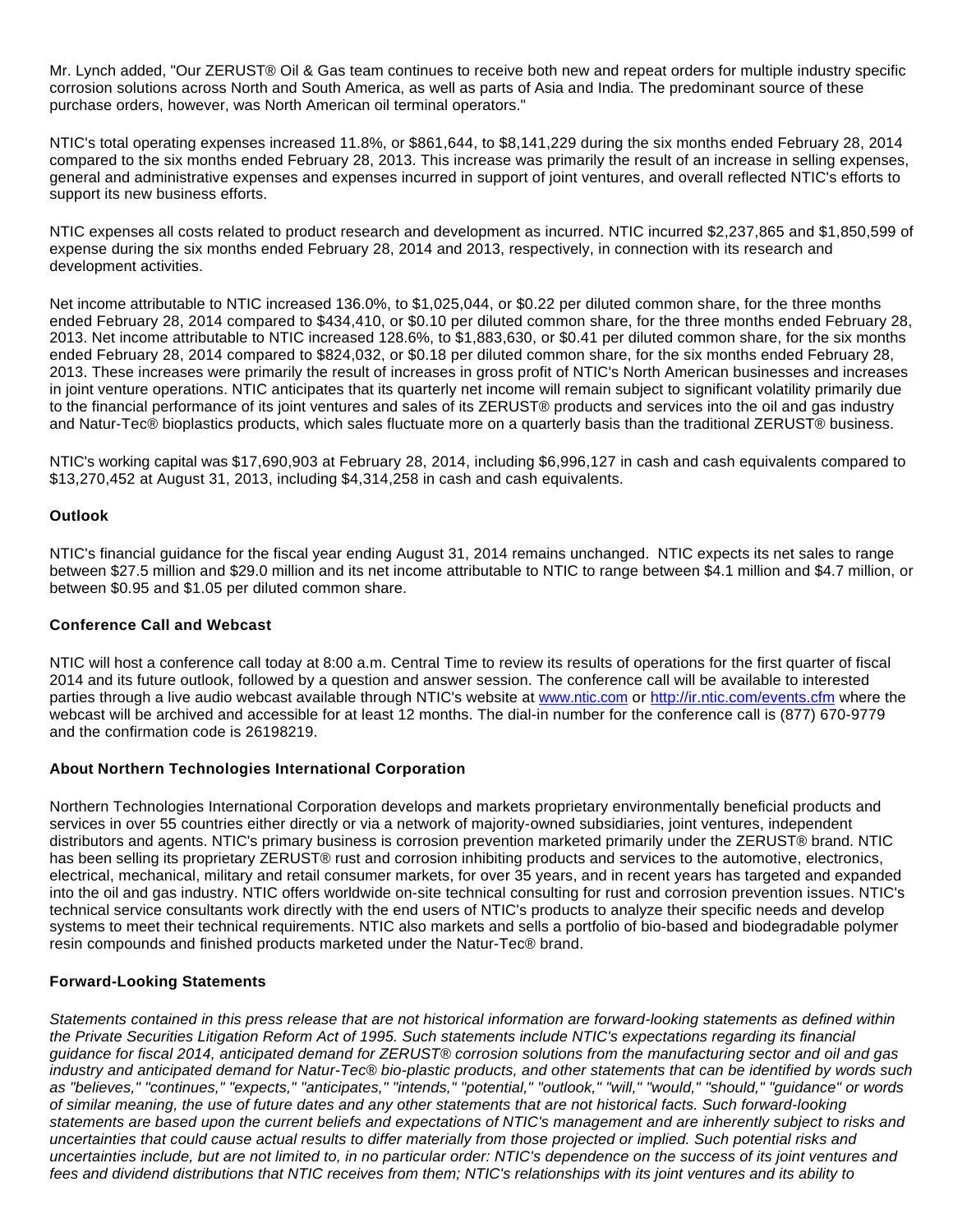Mr. Lynch added, "Our ZERUST® Oil & Gas team continues to receive both new and repeat orders for multiple industry specific corrosion solutions across North and South America, as well as parts of Asia and India. The predominant source of these purchase orders, however, was North American oil terminal operators."

NTIC's total operating expenses increased 11.8%, or $861,644, to $8,141,229 during the six months ended February 28, 2014 compared to the six months ended February 28, 2013. This increase was primarily the result of an increase in selling expenses, general and administrative expenses and expenses incurred in support of joint ventures, and overall reflected NTIC's efforts to support its new business efforts.

NTIC expenses all costs related to product research and development as incurred. NTIC incurred $2,237,865 and $1,850,599 of expense during the six months ended February 28, 2014 and 2013, respectively, in connection with its research and development activities.

Net income attributable to NTIC increased 136.0%, to $1,025,044, or $0.22 per diluted common share, for the three months ended February 28, 2014 compared to $434,410, or $0.10 per diluted common share, for the three months ended February 28, 2013. Net income attributable to NTIC increased 128.6%, to $1,883,630, or $0.41 per diluted common share, for the six months ended February 28, 2014 compared to $824,032, or $0.18 per diluted common share, for the six months ended February 28, 2013. These increases were primarily the result of increases in gross profit of NTIC's North American businesses and increases in joint venture operations. NTIC anticipates that its quarterly net income will remain subject to significant volatility primarily due to the financial performance of its joint ventures and sales of its ZERUST® products and services into the oil and gas industry and Natur-Tec® bioplastics products, which sales fluctuate more on a quarterly basis than the traditional ZERUST® business.

NTIC's working capital was $17,690,903 at February 28, 2014, including $6,996,127 in cash and cash equivalents compared to $13,270,452 at August 31, 2013, including $4,314,258 in cash and cash equivalents.

**Outlook**

NTIC's financial guidance for the fiscal year ending August 31, 2014 remains unchanged. NTIC expects its net sales to range between $27.5 million and $29.0 million and its net income attributable to NTIC to range between $4.1 million and $4.7 million, or between $0.95 and $1.05 per diluted common share.

**Conference Call and Webcast**

NTIC will host a conference call today at 8:00 a.m. Central Time to review its results of operations for the first quarter of fiscal 2014 and its future outlook, followed by a question and answer session. The conference call will be available to interested parties through a live audio webcast available through NTIC's website at www.ntic.com or http://ir.ntic.com/events.cfm where the webcast will be archived and accessible for at least 12 months. The dial-in number for the conference call is (877) 670-9779 and the confirmation code is 26198219.

**About Northern Technologies International Corporation**

Northern Technologies International Corporation develops and markets proprietary environmentally beneficial products and services in over 55 countries either directly or via a network of majority-owned subsidiaries, joint ventures, independent distributors and agents. NTIC's primary business is corrosion prevention marketed primarily under the ZERUST® brand. NTIC has been selling its proprietary ZERUST® rust and corrosion inhibiting products and services to the automotive, electronics, electrical, mechanical, military and retail consumer markets, for over 35 years, and in recent years has targeted and expanded into the oil and gas industry. NTIC offers worldwide on-site technical consulting for rust and corrosion prevention issues. NTIC's technical service consultants work directly with the end users of NTIC's products to analyze their specific needs and develop systems to meet their technical requirements. NTIC also markets and sells a portfolio of bio-based and biodegradable polymer resin compounds and finished products marketed under the Natur-Tec® brand.

**Forward-Looking Statements**

*Statements contained in this press release that are not historical information are forward-looking statements as defined within the Private Securities Litigation Reform Act of 1995. Such statements include NTIC's expectations regarding its financial guidance for fiscal 2014, anticipated demand for ZERUST® corrosion solutions from the manufacturing sector and oil and gas industry and anticipated demand for Natur-Tec® bio-plastic products, and other statements that can be identified by words such as "believes," "continues," "expects," "anticipates," "intends," "potential," "outlook," "will," "would," "should," "guidance" or words of similar meaning, the use of future dates and any other statements that are not historical facts. Such forward-looking statements are based upon the current beliefs and expectations of NTIC's management and are inherently subject to risks and uncertainties that could cause actual results to differ materially from those projected or implied. Such potential risks and uncertainties include, but are not limited to, in no particular order: NTIC's dependence on the success of its joint ventures and fees and dividend distributions that NTIC receives from them; NTIC's relationships with its joint ventures and its ability to*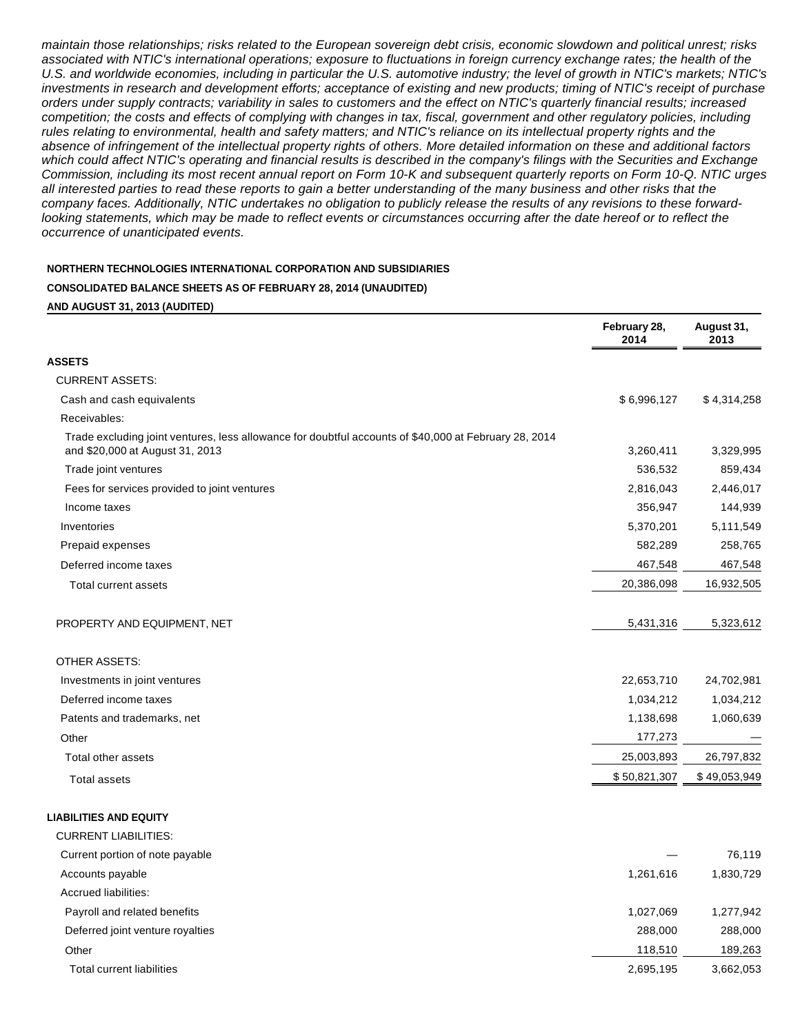*maintain those relationships; risks related to the European sovereign debt crisis, economic slowdown and political unrest; risks associated with NTIC's international operations; exposure to fluctuations in foreign currency exchange rates; the health of the U.S. and worldwide economies, including in particular the U.S. automotive industry; the level of growth in NTIC's markets; NTIC's investments in research and development efforts; acceptance of existing and new products; timing of NTIC's receipt of purchase orders under supply contracts; variability in sales to customers and the effect on NTIC's quarterly financial results; increased competition; the costs and effects of complying with changes in tax, fiscal, government and other regulatory policies, including rules relating to environmental, health and safety matters; and NTIC's reliance on its intellectual property rights and the absence of infringement of the intellectual property rights of others. More detailed information on these and additional factors which could affect NTIC's operating and financial results is described in the company's filings with the Securities and Exchange Commission, including its most recent annual report on Form 10-K and subsequent quarterly reports on Form 10-Q. NTIC urges all interested parties to read these reports to gain a better understanding of the many business and other risks that the company faces. Additionally, NTIC undertakes no obligation to publicly release the results of any revisions to these forward-looking statements, which may be made to reflect events or circumstances occurring after the date hereof or to reflect the occurrence of unanticipated events.*

**NORTHERN TECHNOLOGIES INTERNATIONAL CORPORATION AND SUBSIDIARIES**

**CONSOLIDATED BALANCE SHEETS AS OF FEBRUARY 28, 2014 (UNAUDITED)**

**AND AUGUST 31, 2013 (AUDITED)**

| | February 28, 2014 | August 31, 2013 |
|---|---|---|
| **ASSETS** | | |
| CURRENT ASSETS: | | |
| Cash and cash equivalents | $ 6,996,127 | $ 4,314,258 |
| Receivables: | | |
| Trade excluding joint ventures, less allowance for doubtful accounts of $40,000 at February 28, 2014 and $20,000 at August 31, 2013 | 3,260,411 | 3,329,995 |
| Trade joint ventures | 536,532 | 859,434 |
| Fees for services provided to joint ventures | 2,816,043 | 2,446,017 |
| Income taxes | 356,947 | 144,939 |
| Inventories | 5,370,201 | 5,111,549 |
| Prepaid expenses | 582,289 | 258,765 |
| Deferred income taxes | 467,548 | 467,548 |
| Total current assets | 20,386,098 | 16,932,505 |
| PROPERTY AND EQUIPMENT, NET | 5,431,316 | 5,323,612 |
| OTHER ASSETS: | | |
| Investments in joint ventures | 22,653,710 | 24,702,981 |
| Deferred income taxes | 1,034,212 | 1,034,212 |
| Patents and trademarks, net | 1,138,698 | 1,060,639 |
| Other | 177,273 | — |
| Total other assets | 25,003,893 | 26,797,832 |
| Total assets | $ 50,821,307 | $ 49,053,949 |
| **LIABILITIES AND EQUITY** | | |
| CURRENT LIABILITIES: | | |
| Current portion of note payable | — | 76,119 |
| Accounts payable | 1,261,616 | 1,830,729 |
| Accrued liabilities: | | |
| Payroll and related benefits | 1,027,069 | 1,277,942 |
| Deferred joint venture royalties | 288,000 | 288,000 |
| Other | 118,510 | 189,263 |
| Total current liabilities | 2,695,195 | 3,662,053 |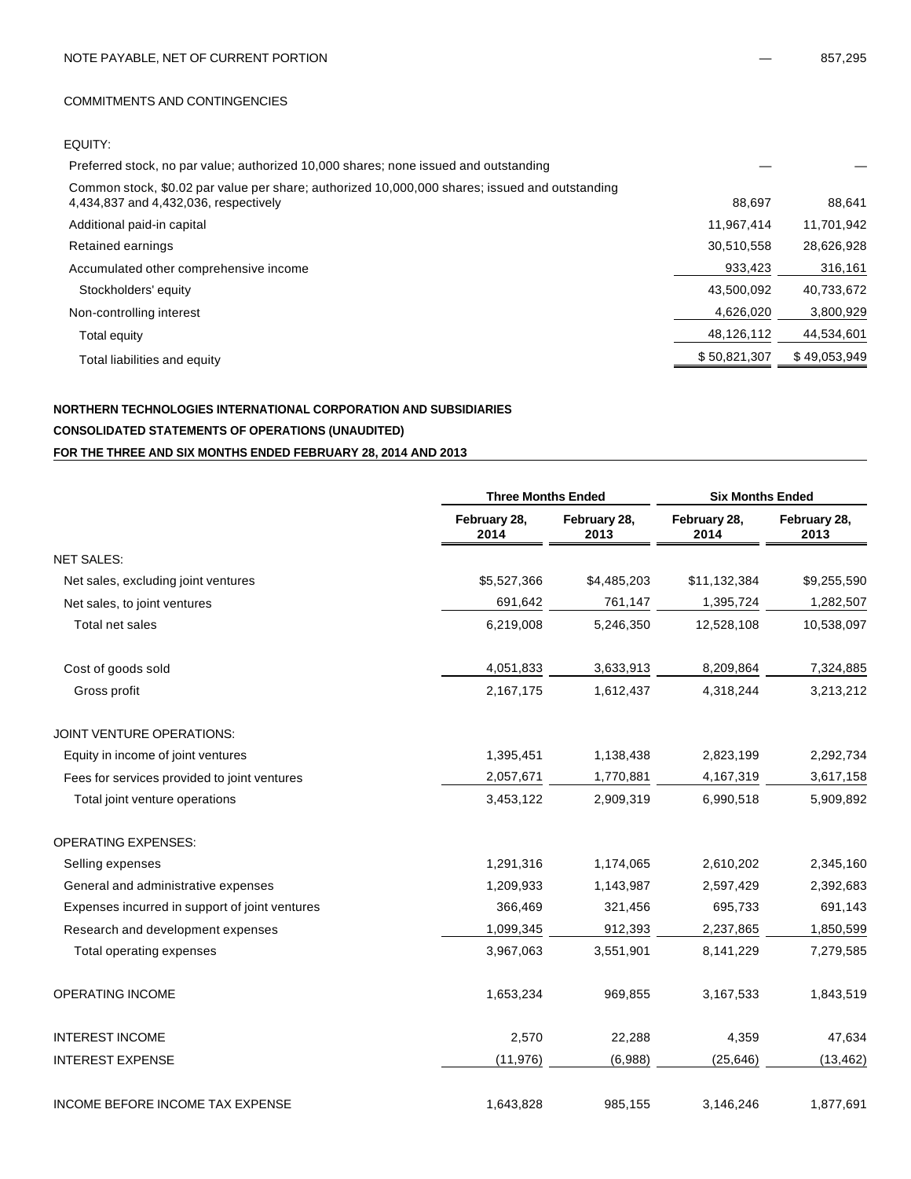| | | |
|---|---|---|
| NOTE PAYABLE, NET OF CURRENT PORTION | — | 857,295 |
| COMMITMENTS AND CONTINGENCIES | | |
| EQUITY: | | |
| Preferred stock, no par value; authorized 10,000 shares; none issued and outstanding | — | — |
| Common stock, $0.02 par value per share; authorized 10,000,000 shares; issued and outstanding 4,434,837 and 4,432,036, respectively | 88,697 | 88,641 |
| Additional paid-in capital | 11,967,414 | 11,701,942 |
| Retained earnings | 30,510,558 | 28,626,928 |
| Accumulated other comprehensive income | 933,423 | 316,161 |
| Stockholders' equity | 43,500,092 | 40,733,672 |
| Non-controlling interest | 4,626,020 | 3,800,929 |
| Total equity | 48,126,112 | 44,534,601 |
| Total liabilities and equity | $ 50,821,307 | $ 49,053,949 |

**NORTHERN TECHNOLOGIES INTERNATIONAL CORPORATION AND SUBSIDIARIES**

**CONSOLIDATED STATEMENTS OF OPERATIONS (UNAUDITED)**

**FOR THE THREE AND SIX MONTHS ENDED FEBRUARY 28, 2014 AND 2013**

| | Three Months Ended | | Six Months Ended | |
|---|---|---|---|---|
| | February 28, 2014 | February 28, 2013 | February 28, 2014 | February 28, 2013 |
| NET SALES: | | | | |
| Net sales, excluding joint ventures | $5,527,366 | $4,485,203 | $11,132,384 | $9,255,590 |
| Net sales, to joint ventures | 691,642 | 761,147 | 1,395,724 | 1,282,507 |
| Total net sales | 6,219,008 | 5,246,350 | 12,528,108 | 10,538,097 |
| Cost of goods sold | 4,051,833 | 3,633,913 | 8,209,864 | 7,324,885 |
| Gross profit | 2,167,175 | 1,612,437 | 4,318,244 | 3,213,212 |
| JOINT VENTURE OPERATIONS: | | | | |
| Equity in income of joint ventures | 1,395,451 | 1,138,438 | 2,823,199 | 2,292,734 |
| Fees for services provided to joint ventures | 2,057,671 | 1,770,881 | 4,167,319 | 3,617,158 |
| Total joint venture operations | 3,453,122 | 2,909,319 | 6,990,518 | 5,909,892 |
| OPERATING EXPENSES: | | | | |
| Selling expenses | 1,291,316 | 1,174,065 | 2,610,202 | 2,345,160 |
| General and administrative expenses | 1,209,933 | 1,143,987 | 2,597,429 | 2,392,683 |
| Expenses incurred in support of joint ventures | 366,469 | 321,456 | 695,733 | 691,143 |
| Research and development expenses | 1,099,345 | 912,393 | 2,237,865 | 1,850,599 |
| Total operating expenses | 3,967,063 | 3,551,901 | 8,141,229 | 7,279,585 |
| OPERATING INCOME | 1,653,234 | 969,855 | 3,167,533 | 1,843,519 |
| INTEREST INCOME | 2,570 | 22,288 | 4,359 | 47,634 |
| INTEREST EXPENSE | (11,976) | (6,988) | (25,646) | (13,462) |
| INCOME BEFORE INCOME TAX EXPENSE | 1,643,828 | 985,155 | 3,146,246 | 1,877,691 |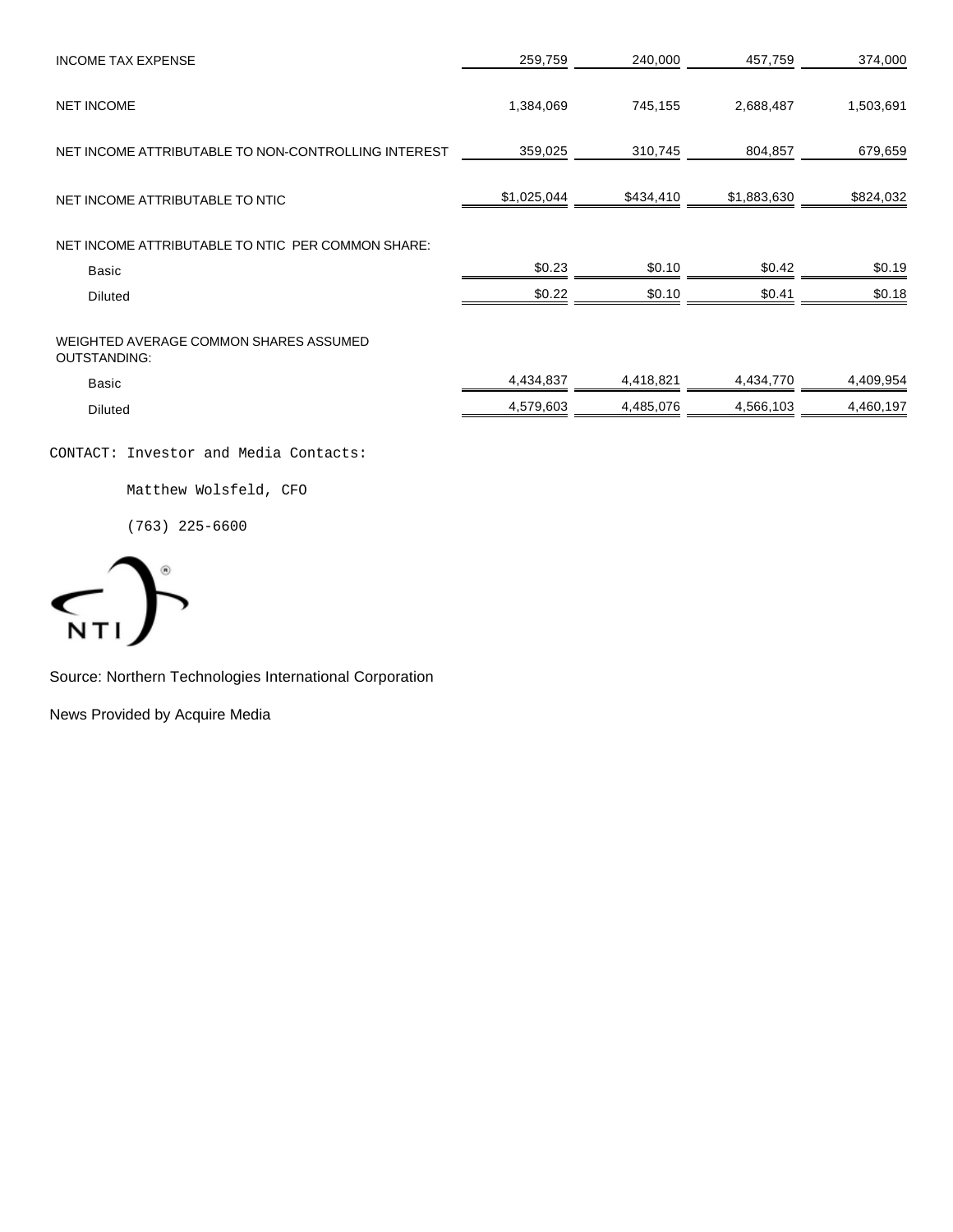| | | | | |
|---|---|---|---|---|
| INCOME TAX EXPENSE | 259,759 | 240,000 | 457,759 | 374,000 |
| NET INCOME | 1,384,069 | 745,155 | 2,688,487 | 1,503,691 |
| NET INCOME ATTRIBUTABLE TO NON-CONTROLLING INTEREST | 359,025 | 310,745 | 804,857 | 679,659 |
| NET INCOME ATTRIBUTABLE TO NTIC | $1,025,044 | $434,410 | $1,883,630 | $824,032 |
| NET INCOME ATTRIBUTABLE TO NTIC PER COMMON SHARE: | | | | |
| Basic | $0.23 | $0.10 | $0.42 | $0.19 |
| Diluted | $0.22 | $0.10 | $0.41 | $0.18 |
| WEIGHTED AVERAGE COMMON SHARES ASSUMED OUTSTANDING: | | | | |
| Basic | 4,434,837 | 4,418,821 | 4,434,770 | 4,409,954 |
| Diluted | 4,579,603 | 4,485,076 | 4,566,103 | 4,460,197 |

CONTACT: Investor and Media Contacts:

Matthew Wolsfeld, CFO

(763) 225-6600

Source: Northern Technologies International Corporation

News Provided by Acquire Media